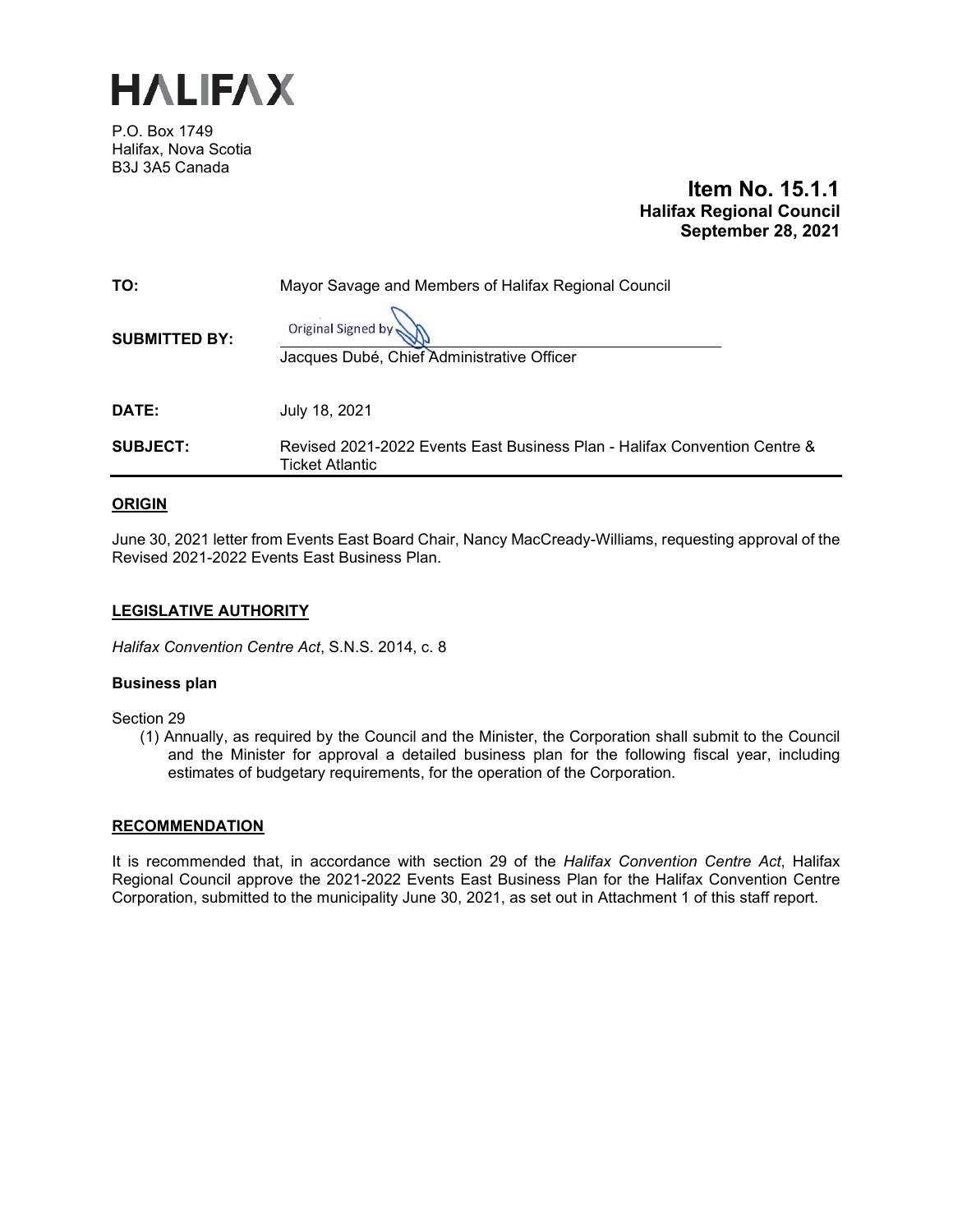# HALIFAX

P.O. Box 1749
Halifax, Nova Scotia
B3J 3A5 Canada

**Item No. 15.1.1**
**Halifax Regional Council**
**September 28, 2021**

| | |
|---|---|
| **TO:** | Mayor Savage and Members of Halifax Regional Council |
| **SUBMITTED BY:** | Original Signed by<br>Jacques Dubé, Chief Administrative Officer |
| **DATE:** | July 18, 2021 |
| **SUBJECT:** | Revised 2021-2022 Events East Business Plan - Halifax Convention Centre & Ticket Atlantic |

## ORIGIN

June 30, 2021 letter from Events East Board Chair, Nancy MacCready-Williams, requesting approval of the Revised 2021-2022 Events East Business Plan.

## LEGISLATIVE AUTHORITY

*Halifax Convention Centre Act*, S.N.S. 2014, c. 8

### Business plan

Section 29

(1) Annually, as required by the Council and the Minister, the Corporation shall submit to the Council and the Minister for approval a detailed business plan for the following fiscal year, including estimates of budgetary requirements, for the operation of the Corporation.

## RECOMMENDATION

It is recommended that, in accordance with section 29 of the *Halifax Convention Centre Act*, Halifax Regional Council approve the 2021-2022 Events East Business Plan for the Halifax Convention Centre Corporation, submitted to the municipality June 30, 2021, as set out in Attachment 1 of this staff report.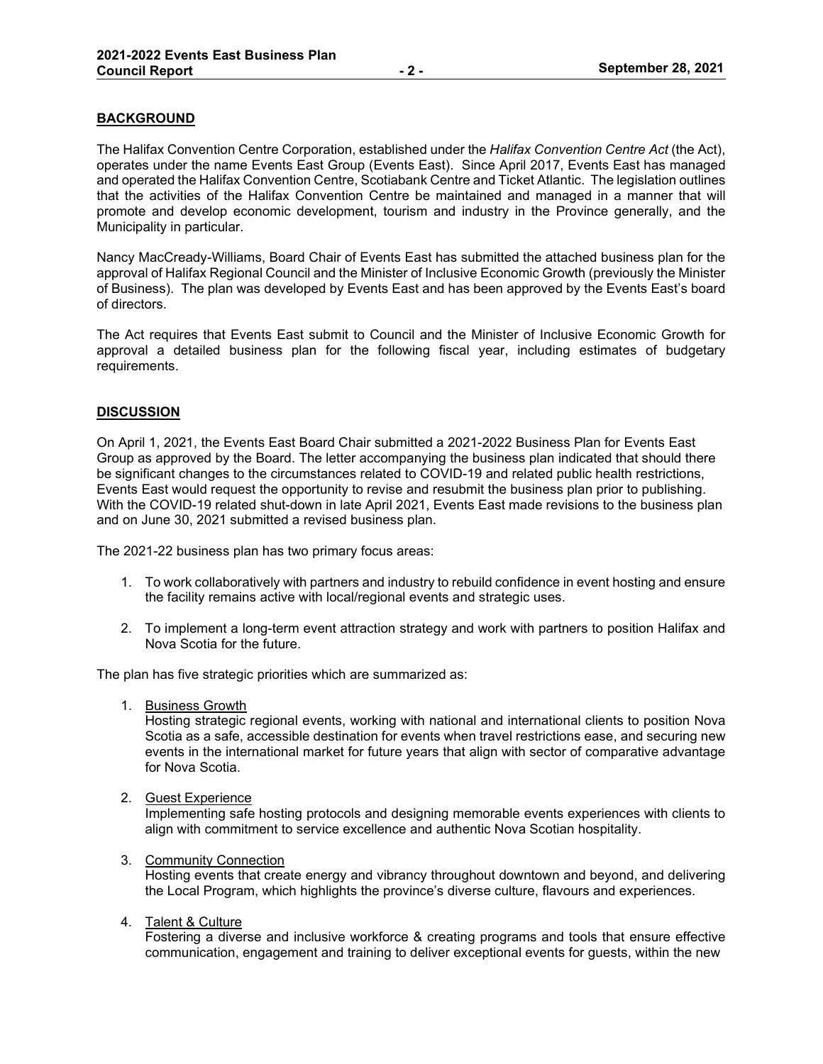## BACKGROUND

The Halifax Convention Centre Corporation, established under the *Halifax Convention Centre Act* (the Act), operates under the name Events East Group (Events East). Since April 2017, Events East has managed and operated the Halifax Convention Centre, Scotiabank Centre and Ticket Atlantic. The legislation outlines that the activities of the Halifax Convention Centre be maintained and managed in a manner that will promote and develop economic development, tourism and industry in the Province generally, and the Municipality in particular.

Nancy MacCready-Williams, Board Chair of Events East has submitted the attached business plan for the approval of Halifax Regional Council and the Minister of Inclusive Economic Growth (previously the Minister of Business). The plan was developed by Events East and has been approved by the Events East's board of directors.

The Act requires that Events East submit to Council and the Minister of Inclusive Economic Growth for approval a detailed business plan for the following fiscal year, including estimates of budgetary requirements.

## DISCUSSION

On April 1, 2021, the Events East Board Chair submitted a 2021-2022 Business Plan for Events East Group as approved by the Board. The letter accompanying the business plan indicated that should there be significant changes to the circumstances related to COVID-19 and related public health restrictions, Events East would request the opportunity to revise and resubmit the business plan prior to publishing. With the COVID-19 related shut-down in late April 2021, Events East made revisions to the business plan and on June 30, 2021 submitted a revised business plan.

The 2021-22 business plan has two primary focus areas:

1. To work collaboratively with partners and industry to rebuild confidence in event hosting and ensure the facility remains active with local/regional events and strategic uses.
2. To implement a long-term event attraction strategy and work with partners to position Halifax and Nova Scotia for the future.

The plan has five strategic priorities which are summarized as:

1. <u>Business Growth</u>
   Hosting strategic regional events, working with national and international clients to position Nova Scotia as a safe, accessible destination for events when travel restrictions ease, and securing new events in the international market for future years that align with sector of comparative advantage for Nova Scotia.
2. <u>Guest Experience</u>
   Implementing safe hosting protocols and designing memorable events experiences with clients to align with commitment to service excellence and authentic Nova Scotian hospitality.
3. <u>Community Connection</u>
   Hosting events that create energy and vibrancy throughout downtown and beyond, and delivering the Local Program, which highlights the province's diverse culture, flavours and experiences.
4. <u>Talent & Culture</u>
   Fostering a diverse and inclusive workforce & creating programs and tools that ensure effective communication, engagement and training to deliver exceptional events for guests, within the new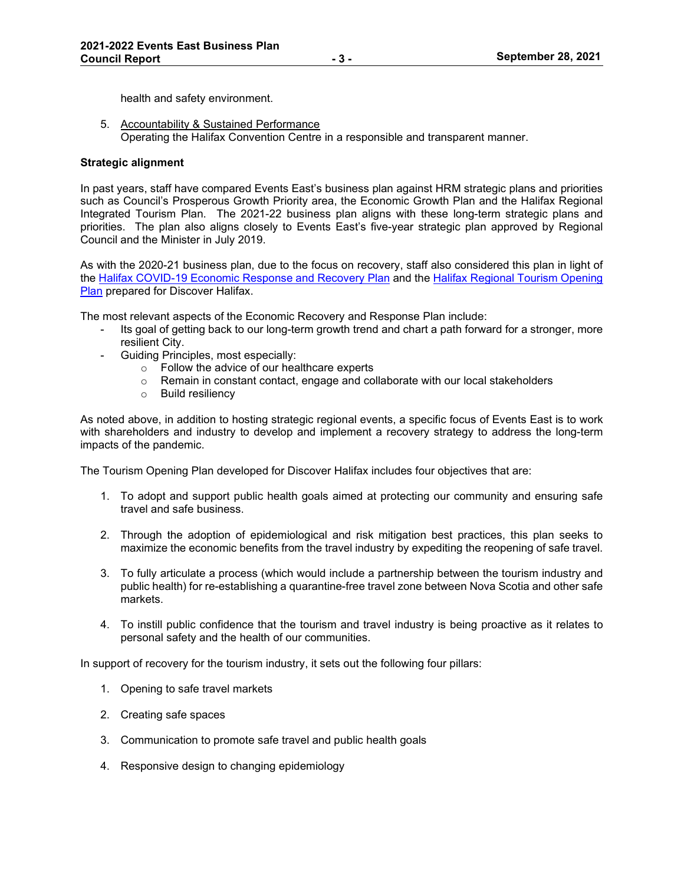health and safety environment.

5. <u>Accountability & Sustained Performance</u>
   Operating the Halifax Convention Centre in a responsible and transparent manner.

**Strategic alignment**

In past years, staff have compared Events East's business plan against HRM strategic plans and priorities such as Council's Prosperous Growth Priority area, the Economic Growth Plan and the Halifax Regional Integrated Tourism Plan. The 2021-22 business plan aligns with these long-term strategic plans and priorities. The plan also aligns closely to Events East's five-year strategic plan approved by Regional Council and the Minister in July 2019.

As with the 2020-21 business plan, due to the focus on recovery, staff also considered this plan in light of the Halifax COVID-19 Economic Response and Recovery Plan and the Halifax Regional Tourism Opening Plan prepared for Discover Halifax.

The most relevant aspects of the Economic Recovery and Response Plan include:

- Its goal of getting back to our long-term growth trend and chart a path forward for a stronger, more resilient City.
- Guiding Principles, most especially:
  - Follow the advice of our healthcare experts
  - Remain in constant contact, engage and collaborate with our local stakeholders
  - Build resiliency

As noted above, in addition to hosting strategic regional events, a specific focus of Events East is to work with shareholders and industry to develop and implement a recovery strategy to address the long-term impacts of the pandemic.

The Tourism Opening Plan developed for Discover Halifax includes four objectives that are:

1. To adopt and support public health goals aimed at protecting our community and ensuring safe travel and safe business.

2. Through the adoption of epidemiological and risk mitigation best practices, this plan seeks to maximize the economic benefits from the travel industry by expediting the reopening of safe travel.

3. To fully articulate a process (which would include a partnership between the tourism industry and public health) for re-establishing a quarantine-free travel zone between Nova Scotia and other safe markets.

4. To instill public confidence that the tourism and travel industry is being proactive as it relates to personal safety and the health of our communities.

In support of recovery for the tourism industry, it sets out the following four pillars:

1. Opening to safe travel markets

2. Creating safe spaces

3. Communication to promote safe travel and public health goals

4. Responsive design to changing epidemiology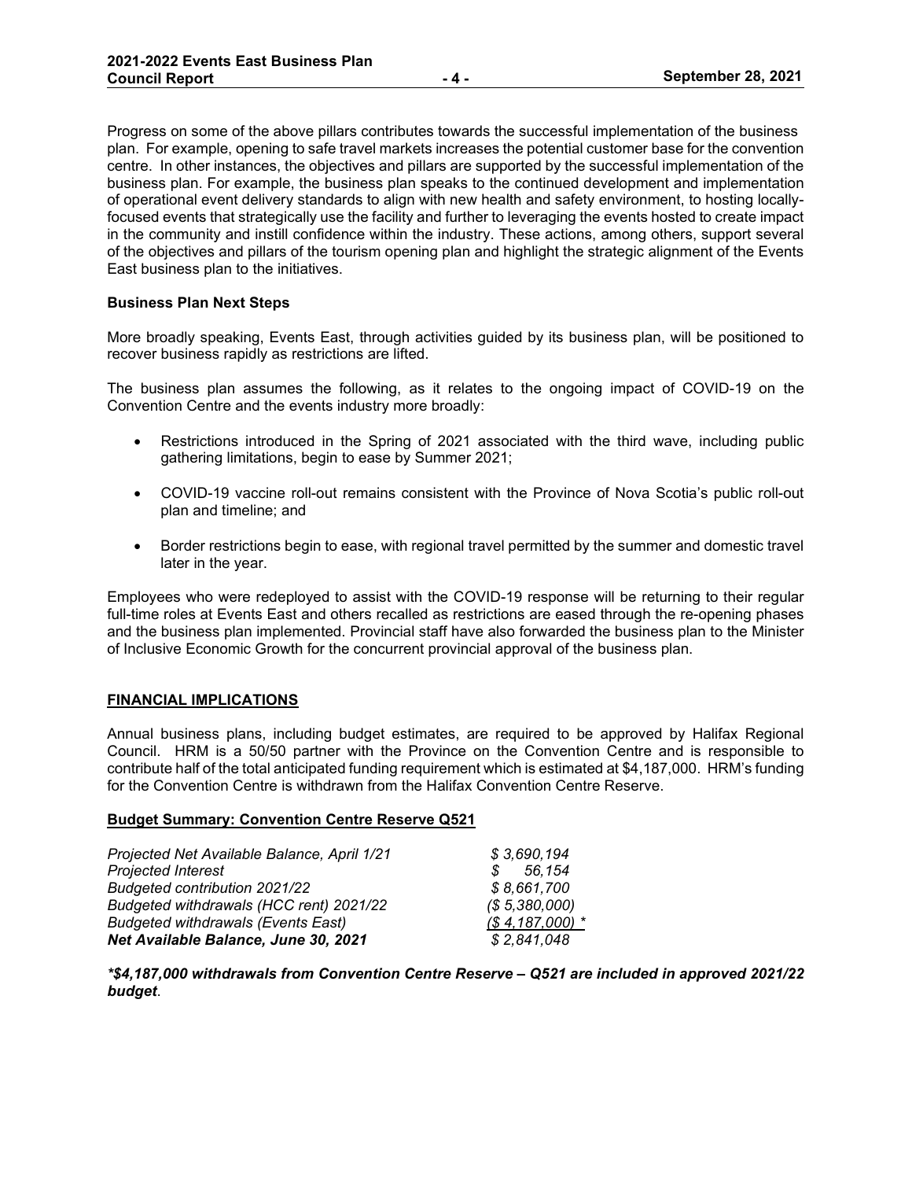Progress on some of the above pillars contributes towards the successful implementation of the business plan. For example, opening to safe travel markets increases the potential customer base for the convention centre. In other instances, the objectives and pillars are supported by the successful implementation of the business plan. For example, the business plan speaks to the continued development and implementation of operational event delivery standards to align with new health and safety environment, to hosting locally-focused events that strategically use the facility and further to leveraging the events hosted to create impact in the community and instill confidence within the industry. These actions, among others, support several of the objectives and pillars of the tourism opening plan and highlight the strategic alignment of the Events East business plan to the initiatives.

**Business Plan Next Steps**

More broadly speaking, Events East, through activities guided by its business plan, will be positioned to recover business rapidly as restrictions are lifted.

The business plan assumes the following, as it relates to the ongoing impact of COVID-19 on the Convention Centre and the events industry more broadly:

- Restrictions introduced in the Spring of 2021 associated with the third wave, including public gathering limitations, begin to ease by Summer 2021;
- COVID-19 vaccine roll-out remains consistent with the Province of Nova Scotia's public roll-out plan and timeline; and
- Border restrictions begin to ease, with regional travel permitted by the summer and domestic travel later in the year.

Employees who were redeployed to assist with the COVID-19 response will be returning to their regular full-time roles at Events East and others recalled as restrictions are eased through the re-opening phases and the business plan implemented. Provincial staff have also forwarded the business plan to the Minister of Inclusive Economic Growth for the concurrent provincial approval of the business plan.

## FINANCIAL IMPLICATIONS

Annual business plans, including budget estimates, are required to be approved by Halifax Regional Council. HRM is a 50/50 partner with the Province on the Convention Centre and is responsible to contribute half of the total anticipated funding requirement which is estimated at $4,187,000. HRM's funding for the Convention Centre is withdrawn from the Halifax Convention Centre Reserve.

**Budget Summary: Convention Centre Reserve Q521**

| | |
|---|---|
| *Projected Net Available Balance, April 1/21* | *$ 3,690,194* |
| *Projected Interest* | *$ 56,154* |
| *Budgeted contribution 2021/22* | *$ 8,661,700* |
| *Budgeted withdrawals (HCC rent) 2021/22* | *($ 5,380,000)* |
| *Budgeted withdrawals (Events East)* | *($ 4,187,000) \** |
| ***Net Available Balance, June 30, 2021*** | *$ 2,841,048* |

***\*$4,187,000 withdrawals from Convention Centre Reserve – Q521 are included in approved 2021/22 budget**.*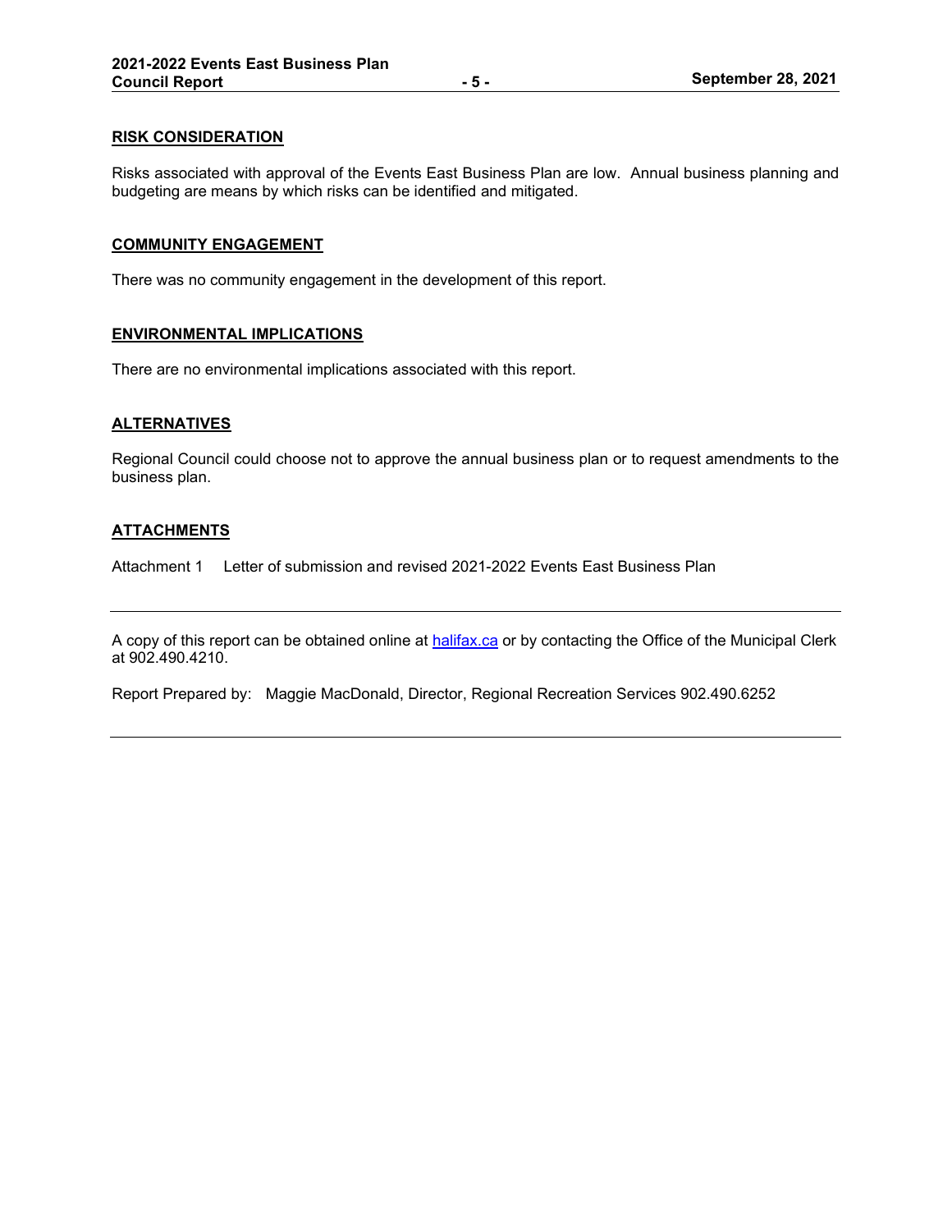## RISK CONSIDERATION

Risks associated with approval of the Events East Business Plan are low. Annual business planning and budgeting are means by which risks can be identified and mitigated.

## COMMUNITY ENGAGEMENT

There was no community engagement in the development of this report.

## ENVIRONMENTAL IMPLICATIONS

There are no environmental implications associated with this report.

## ALTERNATIVES

Regional Council could choose not to approve the annual business plan or to request amendments to the business plan.

## ATTACHMENTS

Attachment 1 Letter of submission and revised 2021-2022 Events East Business Plan

---

A copy of this report can be obtained online at [halifax.ca](halifax.ca) or by contacting the Office of the Municipal Clerk at 902.490.4210.

Report Prepared by: Maggie MacDonald, Director, Regional Recreation Services 902.490.6252

---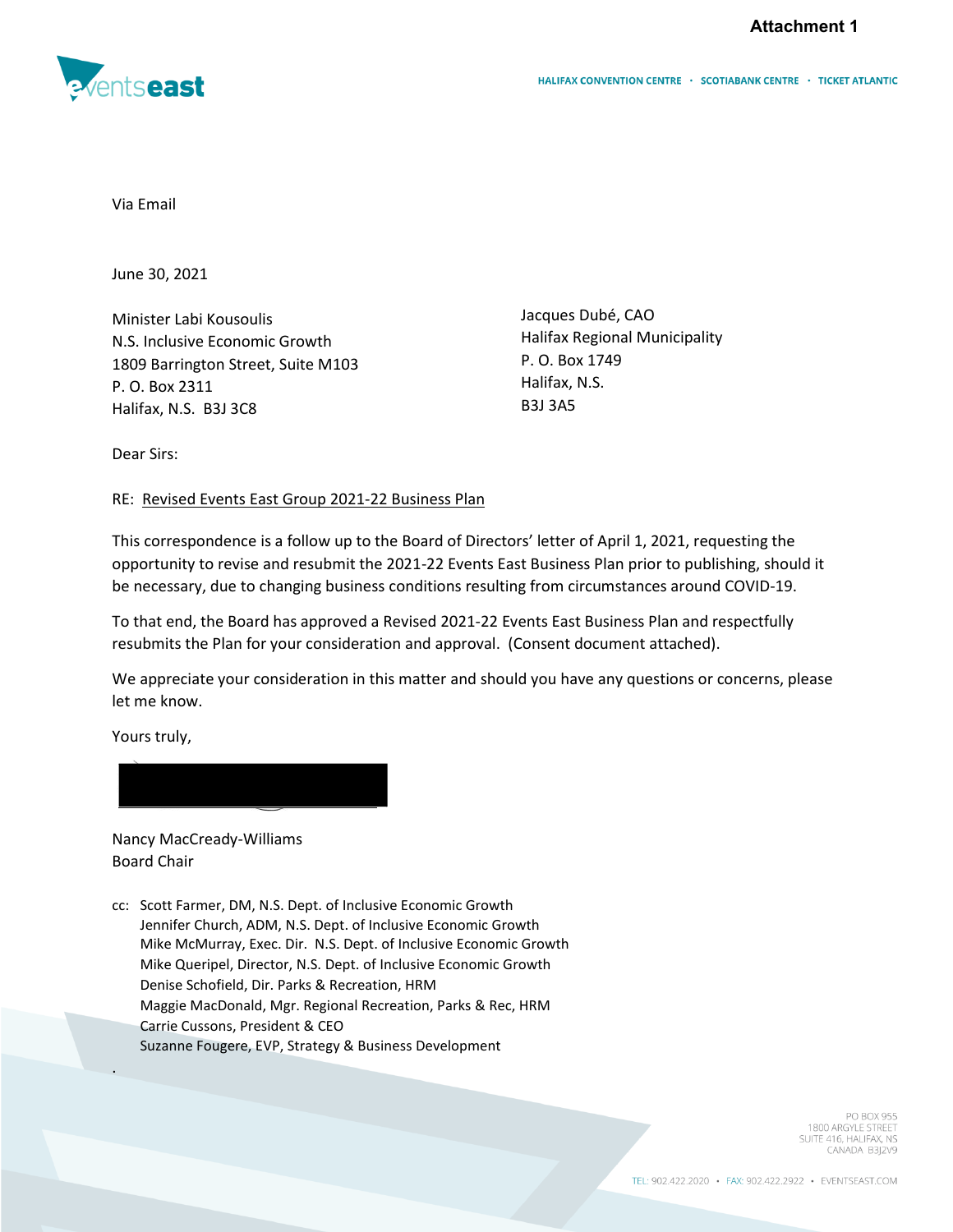**Attachment 1**

eventseast

HALIFAX CONVENTION CENTRE · SCOTIABANK CENTRE · TICKET ATLANTIC

Via Email

June 30, 2021

Minister Labi Kousoulis
N.S. Inclusive Economic Growth
1809 Barrington Street, Suite M103
P. O. Box 2311
Halifax, N.S. B3J 3C8

Jacques Dubé, CAO
Halifax Regional Municipality
P. O. Box 1749
Halifax, N.S.
B3J 3A5

Dear Sirs:

RE: Revised Events East Group 2021-22 Business Plan

This correspondence is a follow up to the Board of Directors' letter of April 1, 2021, requesting the opportunity to revise and resubmit the 2021-22 Events East Business Plan prior to publishing, should it be necessary, due to changing business conditions resulting from circumstances around COVID-19.

To that end, the Board has approved a Revised 2021-22 Events East Business Plan and respectfully resubmits the Plan for your consideration and approval. (Consent document attached).

We appreciate your consideration in this matter and should you have any questions or concerns, please let me know.

Yours truly,

Nancy MacCready-Williams
Board Chair

cc: Scott Farmer, DM, N.S. Dept. of Inclusive Economic Growth
Jennifer Church, ADM, N.S. Dept. of Inclusive Economic Growth
Mike McMurray, Exec. Dir. N.S. Dept. of Inclusive Economic Growth
Mike Queripel, Director, N.S. Dept. of Inclusive Economic Growth
Denise Schofield, Dir. Parks & Recreation, HRM
Maggie MacDonald, Mgr. Regional Recreation, Parks & Rec, HRM
Carrie Cussons, President & CEO
Suzanne Fougere, EVP, Strategy & Business Development

PO BOX 955
1800 ARGYLE STREET
SUITE 416, HALIFAX, NS
CANADA B3J2V9

TEL: 902.422.2020 • FAX: 902.422.2922 • EVENTSEAST.COM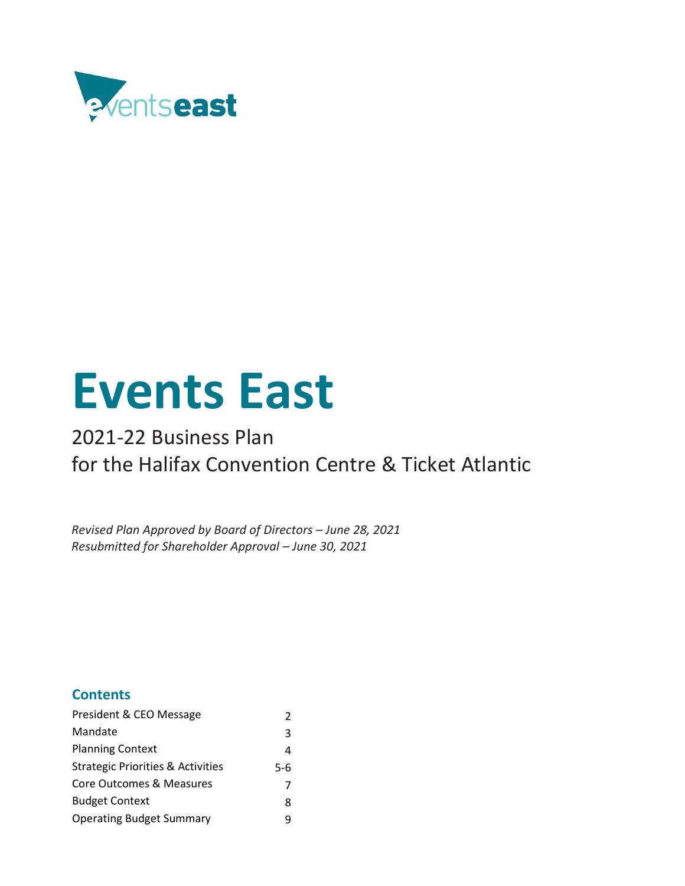# Events East

2021-22 Business Plan
for the Halifax Convention Centre & Ticket Atlantic

*Revised Plan Approved by Board of Directors – June 28, 2021*
*Resubmitted for Shareholder Approval – June 30, 2021*

## Contents

| | |
|---|---|
| President & CEO Message | 2 |
| Mandate | 3 |
| Planning Context | 4 |
| Strategic Priorities & Activities | 5-6 |
| Core Outcomes & Measures | 7 |
| Budget Context | 8 |
| Operating Budget Summary | 9 |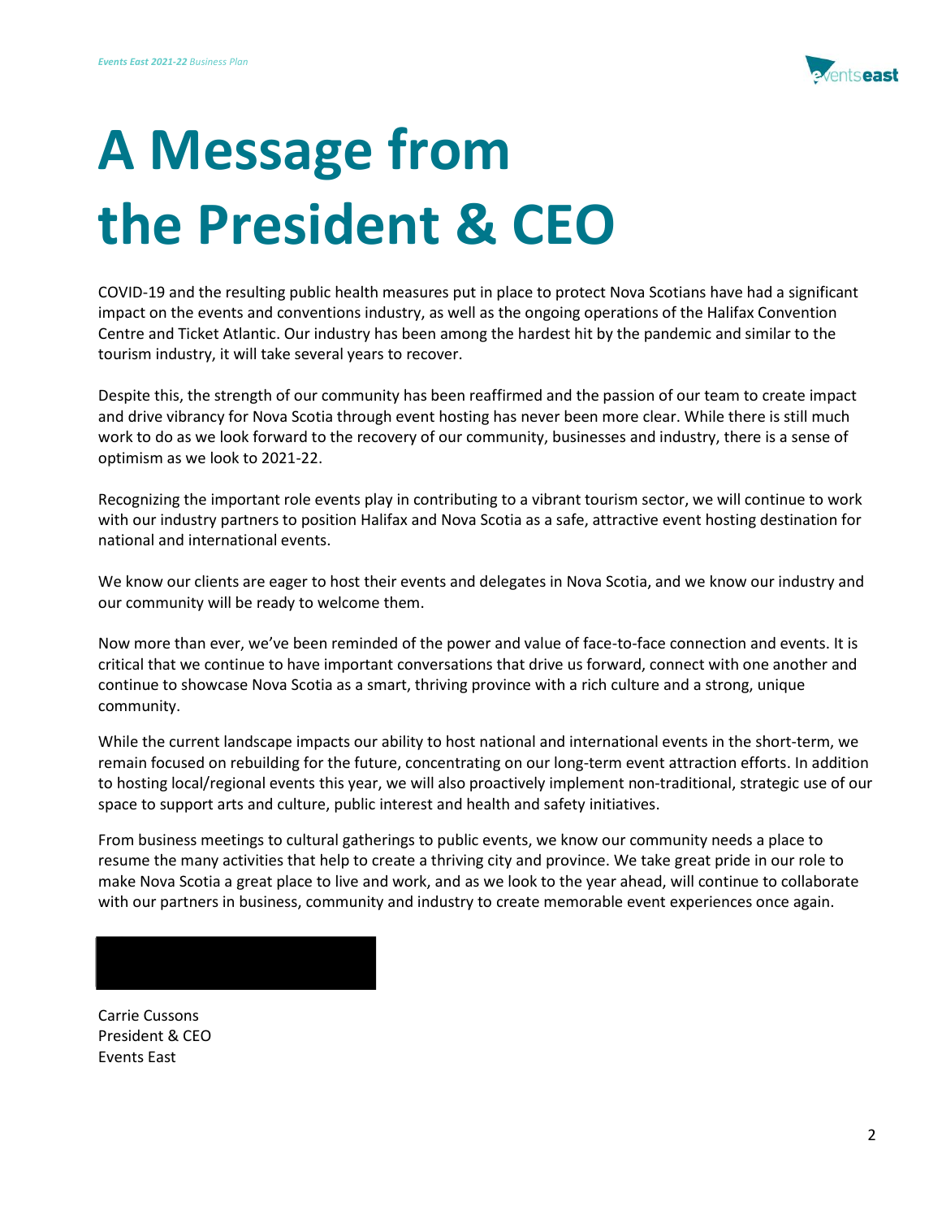# A Message from the President & CEO

COVID-19 and the resulting public health measures put in place to protect Nova Scotians have had a significant impact on the events and conventions industry, as well as the ongoing operations of the Halifax Convention Centre and Ticket Atlantic. Our industry has been among the hardest hit by the pandemic and similar to the tourism industry, it will take several years to recover.

Despite this, the strength of our community has been reaffirmed and the passion of our team to create impact and drive vibrancy for Nova Scotia through event hosting has never been more clear. While there is still much work to do as we look forward to the recovery of our community, businesses and industry, there is a sense of optimism as we look to 2021-22.

Recognizing the important role events play in contributing to a vibrant tourism sector, we will continue to work with our industry partners to position Halifax and Nova Scotia as a safe, attractive event hosting destination for national and international events.

We know our clients are eager to host their events and delegates in Nova Scotia, and we know our industry and our community will be ready to welcome them.

Now more than ever, we've been reminded of the power and value of face-to-face connection and events. It is critical that we continue to have important conversations that drive us forward, connect with one another and continue to showcase Nova Scotia as a smart, thriving province with a rich culture and a strong, unique community.

While the current landscape impacts our ability to host national and international events in the short-term, we remain focused on rebuilding for the future, concentrating on our long-term event attraction efforts. In addition to hosting local/regional events this year, we will also proactively implement non-traditional, strategic use of our space to support arts and culture, public interest and health and safety initiatives.

From business meetings to cultural gatherings to public events, we know our community needs a place to resume the many activities that help to create a thriving city and province. We take great pride in our role to make Nova Scotia a great place to live and work, and as we look to the year ahead, will continue to collaborate with our partners in business, community and industry to create memorable event experiences once again.

Carrie Cussons
President & CEO
Events East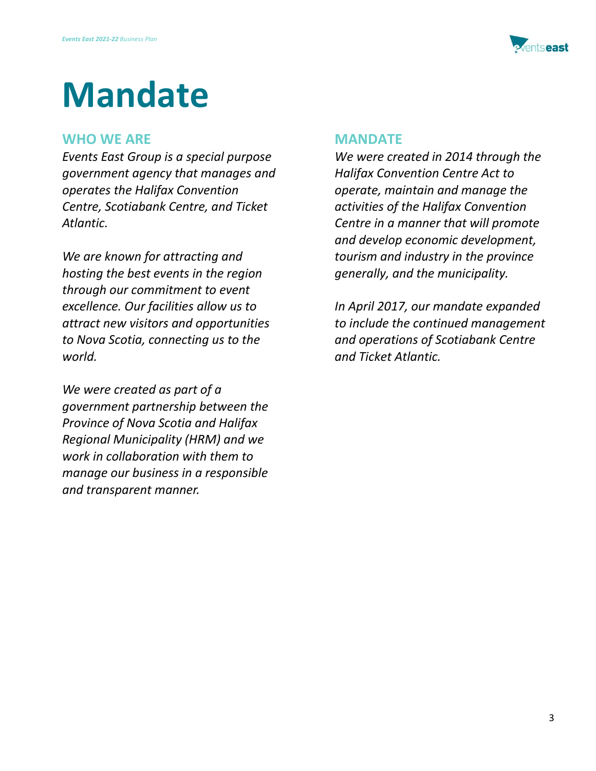# Mandate

## WHO WE ARE

*Events East Group is a special purpose government agency that manages and operates the Halifax Convention Centre, Scotiabank Centre, and Ticket Atlantic.*

*We are known for attracting and hosting the best events in the region through our commitment to event excellence. Our facilities allow us to attract new visitors and opportunities to Nova Scotia, connecting us to the world.*

*We were created as part of a government partnership between the Province of Nova Scotia and Halifax Regional Municipality (HRM) and we work in collaboration with them to manage our business in a responsible and transparent manner.*

## MANDATE

*We were created in 2014 through the Halifax Convention Centre Act to operate, maintain and manage the activities of the Halifax Convention Centre in a manner that will promote and develop economic development, tourism and industry in the province generally, and the municipality.*

*In April 2017, our mandate expanded to include the continued management and operations of Scotiabank Centre and Ticket Atlantic.*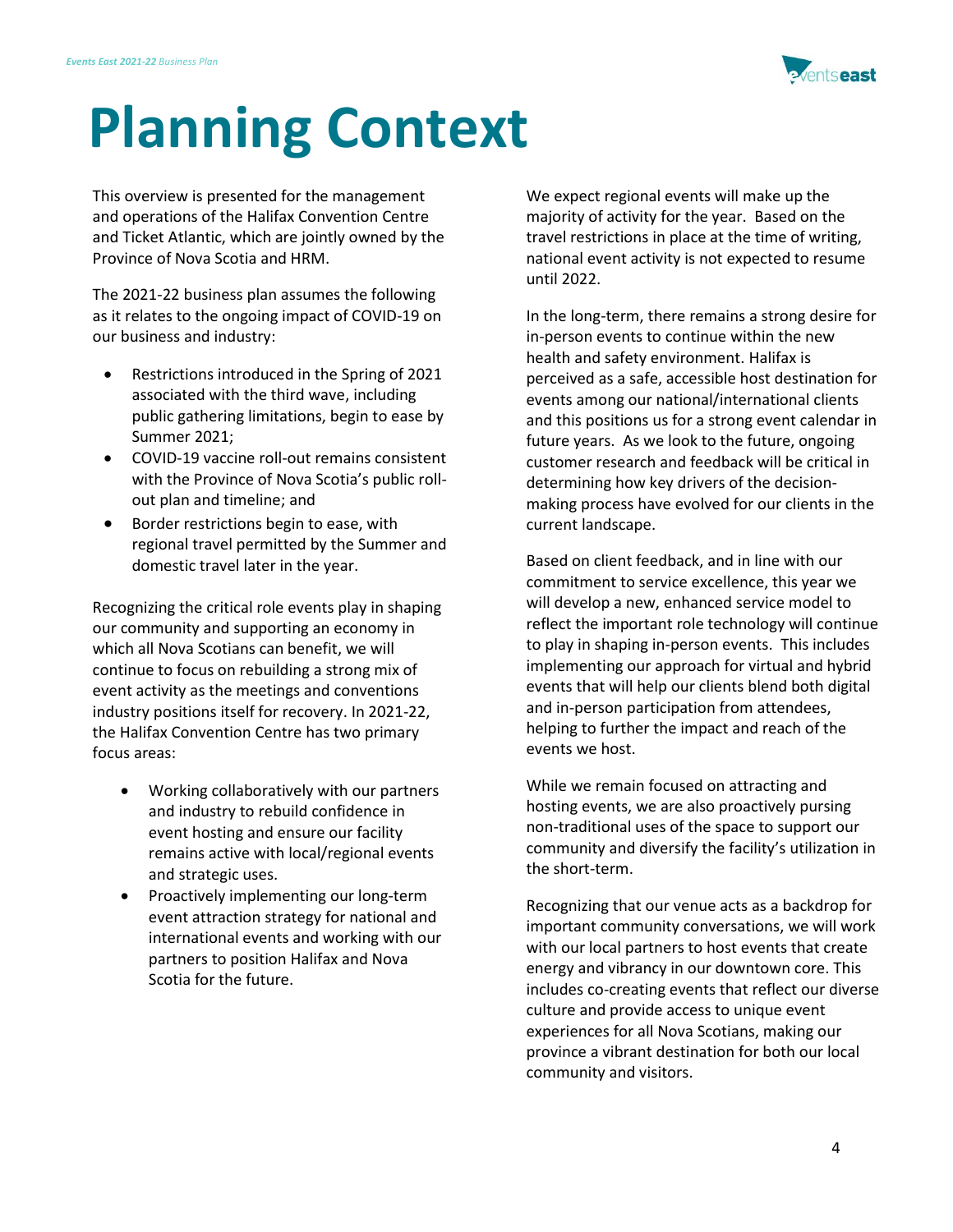# Planning Context

This overview is presented for the management and operations of the Halifax Convention Centre and Ticket Atlantic, which are jointly owned by the Province of Nova Scotia and HRM.

The 2021-22 business plan assumes the following as it relates to the ongoing impact of COVID-19 on our business and industry:

- Restrictions introduced in the Spring of 2021 associated with the third wave, including public gathering limitations, begin to ease by Summer 2021;
- COVID-19 vaccine roll-out remains consistent with the Province of Nova Scotia's public roll-out plan and timeline; and
- Border restrictions begin to ease, with regional travel permitted by the Summer and domestic travel later in the year.

Recognizing the critical role events play in shaping our community and supporting an economy in which all Nova Scotians can benefit, we will continue to focus on rebuilding a strong mix of event activity as the meetings and conventions industry positions itself for recovery. In 2021-22, the Halifax Convention Centre has two primary focus areas:

- Working collaboratively with our partners and industry to rebuild confidence in event hosting and ensure our facility remains active with local/regional events and strategic uses.
- Proactively implementing our long-term event attraction strategy for national and international events and working with our partners to position Halifax and Nova Scotia for the future.

We expect regional events will make up the majority of activity for the year. Based on the travel restrictions in place at the time of writing, national event activity is not expected to resume until 2022.

In the long-term, there remains a strong desire for in-person events to continue within the new health and safety environment. Halifax is perceived as a safe, accessible host destination for events among our national/international clients and this positions us for a strong event calendar in future years. As we look to the future, ongoing customer research and feedback will be critical in determining how key drivers of the decision-making process have evolved for our clients in the current landscape.

Based on client feedback, and in line with our commitment to service excellence, this year we will develop a new, enhanced service model to reflect the important role technology will continue to play in shaping in-person events. This includes implementing our approach for virtual and hybrid events that will help our clients blend both digital and in-person participation from attendees, helping to further the impact and reach of the events we host.

While we remain focused on attracting and hosting events, we are also proactively pursing non-traditional uses of the space to support our community and diversify the facility's utilization in the short-term.

Recognizing that our venue acts as a backdrop for important community conversations, we will work with our local partners to host events that create energy and vibrancy in our downtown core. This includes co-creating events that reflect our diverse culture and provide access to unique event experiences for all Nova Scotians, making our province a vibrant destination for both our local community and visitors.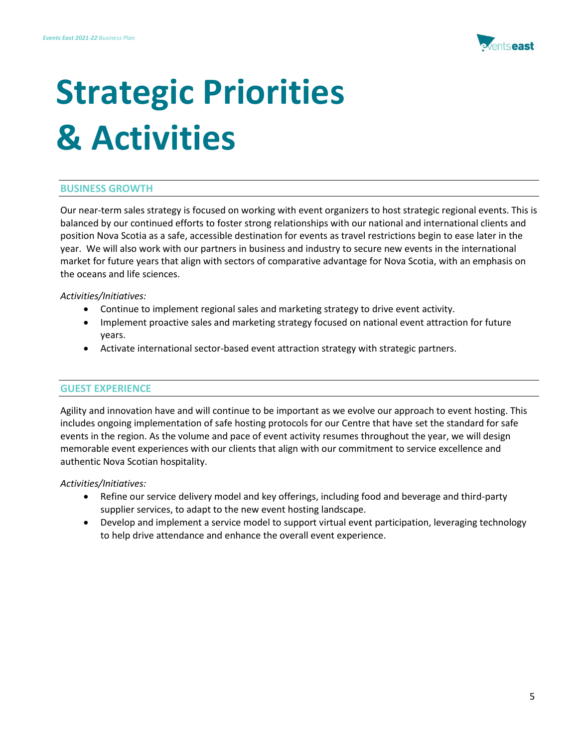# Strategic Priorities & Activities

## BUSINESS GROWTH

Our near-term sales strategy is focused on working with event organizers to host strategic regional events. This is balanced by our continued efforts to foster strong relationships with our national and international clients and position Nova Scotia as a safe, accessible destination for events as travel restrictions begin to ease later in the year. We will also work with our partners in business and industry to secure new events in the international market for future years that align with sectors of comparative advantage for Nova Scotia, with an emphasis on the oceans and life sciences.

*Activities/Initiatives:*

- Continue to implement regional sales and marketing strategy to drive event activity.
- Implement proactive sales and marketing strategy focused on national event attraction for future years.
- Activate international sector-based event attraction strategy with strategic partners.

## GUEST EXPERIENCE

Agility and innovation have and will continue to be important as we evolve our approach to event hosting. This includes ongoing implementation of safe hosting protocols for our Centre that have set the standard for safe events in the region. As the volume and pace of event activity resumes throughout the year, we will design memorable event experiences with our clients that align with our commitment to service excellence and authentic Nova Scotian hospitality.

*Activities/Initiatives:*

- Refine our service delivery model and key offerings, including food and beverage and third-party supplier services, to adapt to the new event hosting landscape.
- Develop and implement a service model to support virtual event participation, leveraging technology to help drive attendance and enhance the overall event experience.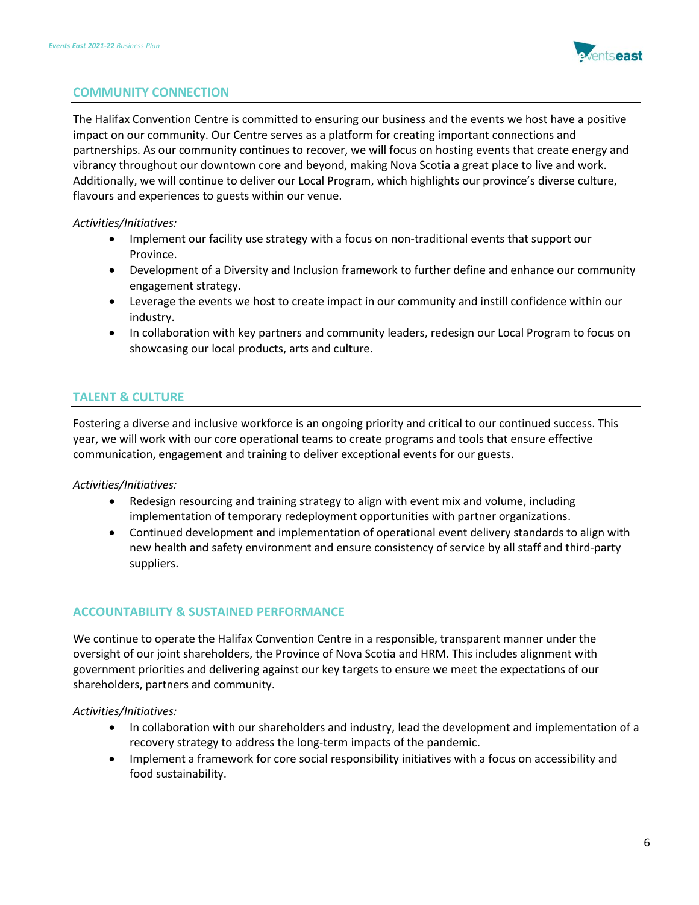## COMMUNITY CONNECTION

The Halifax Convention Centre is committed to ensuring our business and the events we host have a positive impact on our community. Our Centre serves as a platform for creating important connections and partnerships. As our community continues to recover, we will focus on hosting events that create energy and vibrancy throughout our downtown core and beyond, making Nova Scotia a great place to live and work. Additionally, we will continue to deliver our Local Program, which highlights our province's diverse culture, flavours and experiences to guests within our venue.

*Activities/Initiatives:*

- Implement our facility use strategy with a focus on non-traditional events that support our Province.
- Development of a Diversity and Inclusion framework to further define and enhance our community engagement strategy.
- Leverage the events we host to create impact in our community and instill confidence within our industry.
- In collaboration with key partners and community leaders, redesign our Local Program to focus on showcasing our local products, arts and culture.

## TALENT & CULTURE

Fostering a diverse and inclusive workforce is an ongoing priority and critical to our continued success. This year, we will work with our core operational teams to create programs and tools that ensure effective communication, engagement and training to deliver exceptional events for our guests.

*Activities/Initiatives:*

- Redesign resourcing and training strategy to align with event mix and volume, including implementation of temporary redeployment opportunities with partner organizations.
- Continued development and implementation of operational event delivery standards to align with new health and safety environment and ensure consistency of service by all staff and third-party suppliers.

## ACCOUNTABILITY & SUSTAINED PERFORMANCE

We continue to operate the Halifax Convention Centre in a responsible, transparent manner under the oversight of our joint shareholders, the Province of Nova Scotia and HRM. This includes alignment with government priorities and delivering against our key targets to ensure we meet the expectations of our shareholders, partners and community.

*Activities/Initiatives:*

- In collaboration with our shareholders and industry, lead the development and implementation of a recovery strategy to address the long-term impacts of the pandemic.
- Implement a framework for core social responsibility initiatives with a focus on accessibility and food sustainability.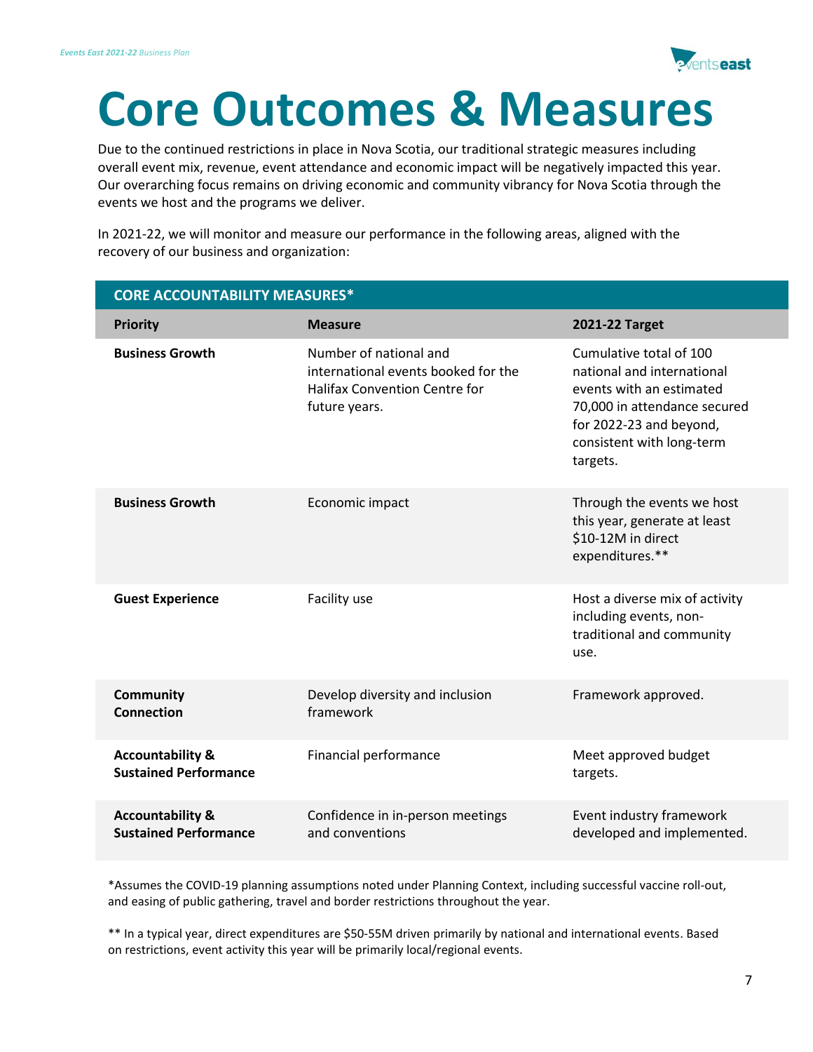# Core Outcomes & Measures

Due to the continued restrictions in place in Nova Scotia, our traditional strategic measures including overall event mix, revenue, event attendance and economic impact will be negatively impacted this year. Our overarching focus remains on driving economic and community vibrancy for Nova Scotia through the events we host and the programs we deliver.

In 2021-22, we will monitor and measure our performance in the following areas, aligned with the recovery of our business and organization:

| CORE ACCOUNTABILITY MEASURES* | | |
|---|---|---|
| **Priority** | **Measure** | **2021-22 Target** |
| **Business Growth** | Number of national and international events booked for the Halifax Convention Centre for future years. | Cumulative total of 100 national and international events with an estimated 70,000 in attendance secured for 2022-23 and beyond, consistent with long-term targets. |
| **Business Growth** | Economic impact | Through the events we host this year, generate at least $10-12M in direct expenditures.** |
| **Guest Experience** | Facility use | Host a diverse mix of activity including events, non-traditional and community use. |
| **Community Connection** | Develop diversity and inclusion framework | Framework approved. |
| **Accountability & Sustained Performance** | Financial performance | Meet approved budget targets. |
| **Accountability & Sustained Performance** | Confidence in in-person meetings and conventions | Event industry framework developed and implemented. |

*Assumes the COVID-19 planning assumptions noted under Planning Context, including successful vaccine roll-out, and easing of public gathering, travel and border restrictions throughout the year.

** In a typical year, direct expenditures are $50-55M driven primarily by national and international events. Based on restrictions, event activity this year will be primarily local/regional events.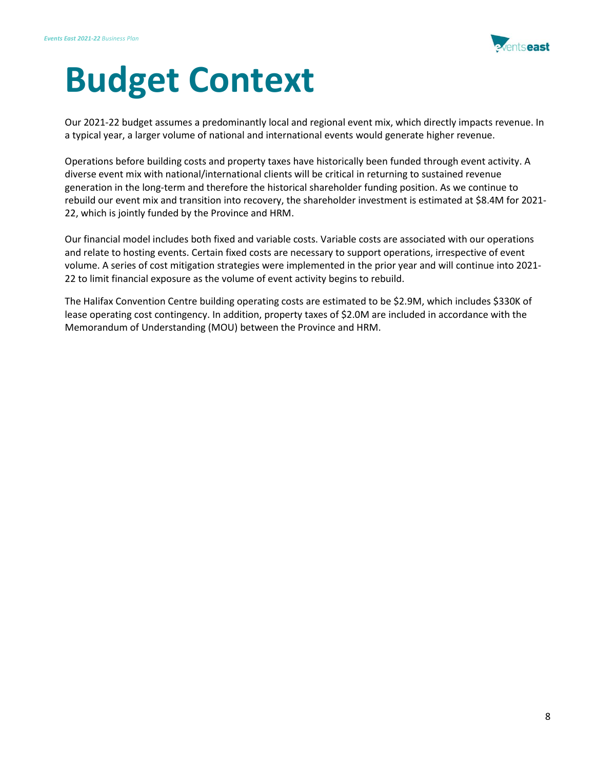# Budget Context

Our 2021-22 budget assumes a predominantly local and regional event mix, which directly impacts revenue. In a typical year, a larger volume of national and international events would generate higher revenue.

Operations before building costs and property taxes have historically been funded through event activity. A diverse event mix with national/international clients will be critical in returning to sustained revenue generation in the long-term and therefore the historical shareholder funding position. As we continue to rebuild our event mix and transition into recovery, the shareholder investment is estimated at $8.4M for 2021-22, which is jointly funded by the Province and HRM.

Our financial model includes both fixed and variable costs. Variable costs are associated with our operations and relate to hosting events. Certain fixed costs are necessary to support operations, irrespective of event volume. A series of cost mitigation strategies were implemented in the prior year and will continue into 2021-22 to limit financial exposure as the volume of event activity begins to rebuild.

The Halifax Convention Centre building operating costs are estimated to be $2.9M, which includes $330K of lease operating cost contingency. In addition, property taxes of $2.0M are included in accordance with the Memorandum of Understanding (MOU) between the Province and HRM.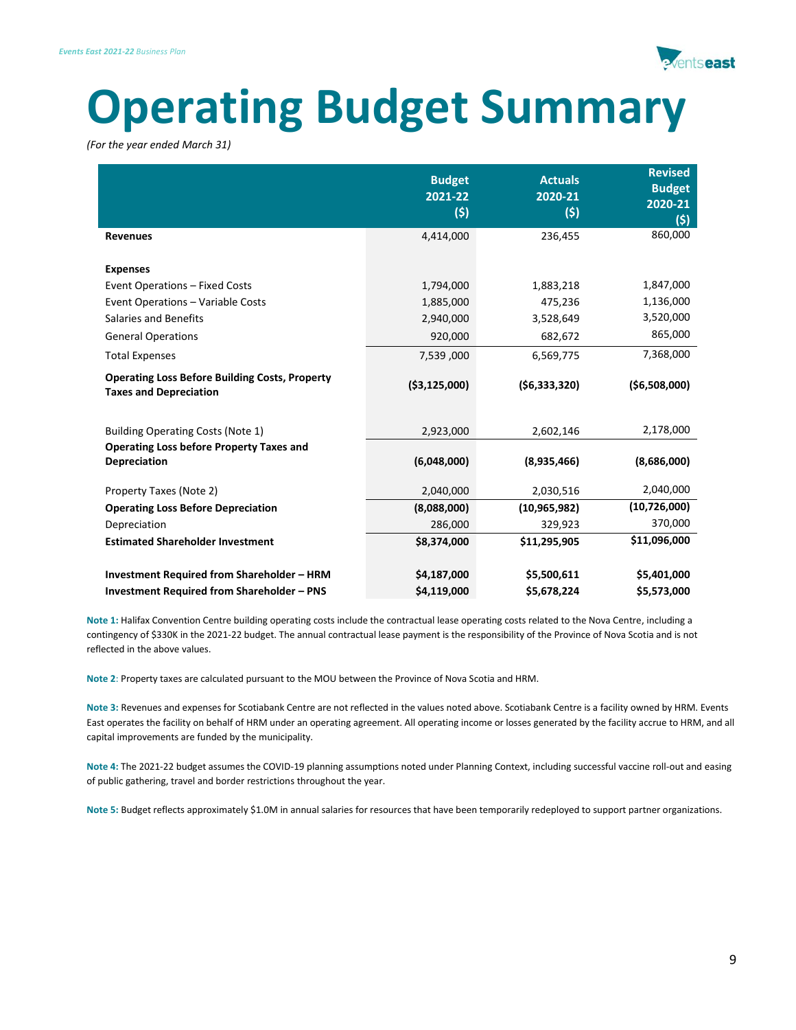# Operating Budget Summary

*(For the year ended March 31)*

| | Budget 2021-22 ($) | Actuals 2020-21 ($) | Revised Budget 2020-21 ($) |
|---|---|---|---|
| **Revenues** | 4,414,000 | 236,455 | 860,000 |
| | | | |
| **Expenses** | | | |
| Event Operations – Fixed Costs | 1,794,000 | 1,883,218 | 1,847,000 |
| Event Operations – Variable Costs | 1,885,000 | 475,236 | 1,136,000 |
| Salaries and Benefits | 2,940,000 | 3,528,649 | 3,520,000 |
| General Operations | 920,000 | 682,672 | 865,000 |
| Total Expenses | 7,539 ,000 | 6,569,775 | 7,368,000 |
| **Operating Loss Before Building Costs, Property Taxes and Depreciation** | **($3,125,000)** | **($6,333,320)** | **($6,508,000)** |
| | | | |
| Building Operating Costs (Note 1) | 2,923,000 | 2,602,146 | 2,178,000 |
| **Operating Loss before Property Taxes and Depreciation** | **(6,048,000)** | **(8,935,466)** | **(8,686,000)** |
| Property Taxes (Note 2) | 2,040,000 | 2,030,516 | 2,040,000 |
| **Operating Loss Before Depreciation** | **(8,088,000)** | **(10,965,982)** | **(10,726,000)** |
| Depreciation | 286,000 | 329,923 | 370,000 |
| **Estimated Shareholder Investment** | **$8,374,000** | **$11,295,905** | **$11,096,000** |
| | | | |
| **Investment Required from Shareholder – HRM** | **$4,187,000** | **$5,500,611** | **$5,401,000** |
| **Investment Required from Shareholder – PNS** | **$4,119,000** | **$5,678,224** | **$5,573,000** |

**Note 1:** Halifax Convention Centre building operating costs include the contractual lease operating costs related to the Nova Centre, including a contingency of $330K in the 2021-22 budget. The annual contractual lease payment is the responsibility of the Province of Nova Scotia and is not reflected in the above values.

**Note 2**: Property taxes are calculated pursuant to the MOU between the Province of Nova Scotia and HRM.

**Note 3:** Revenues and expenses for Scotiabank Centre are not reflected in the values noted above. Scotiabank Centre is a facility owned by HRM. Events East operates the facility on behalf of HRM under an operating agreement. All operating income or losses generated by the facility accrue to HRM, and all capital improvements are funded by the municipality.

**Note 4:** The 2021-22 budget assumes the COVID-19 planning assumptions noted under Planning Context, including successful vaccine roll-out and easing of public gathering, travel and border restrictions throughout the year.

**Note 5:** Budget reflects approximately $1.0M in annual salaries for resources that have been temporarily redeployed to support partner organizations.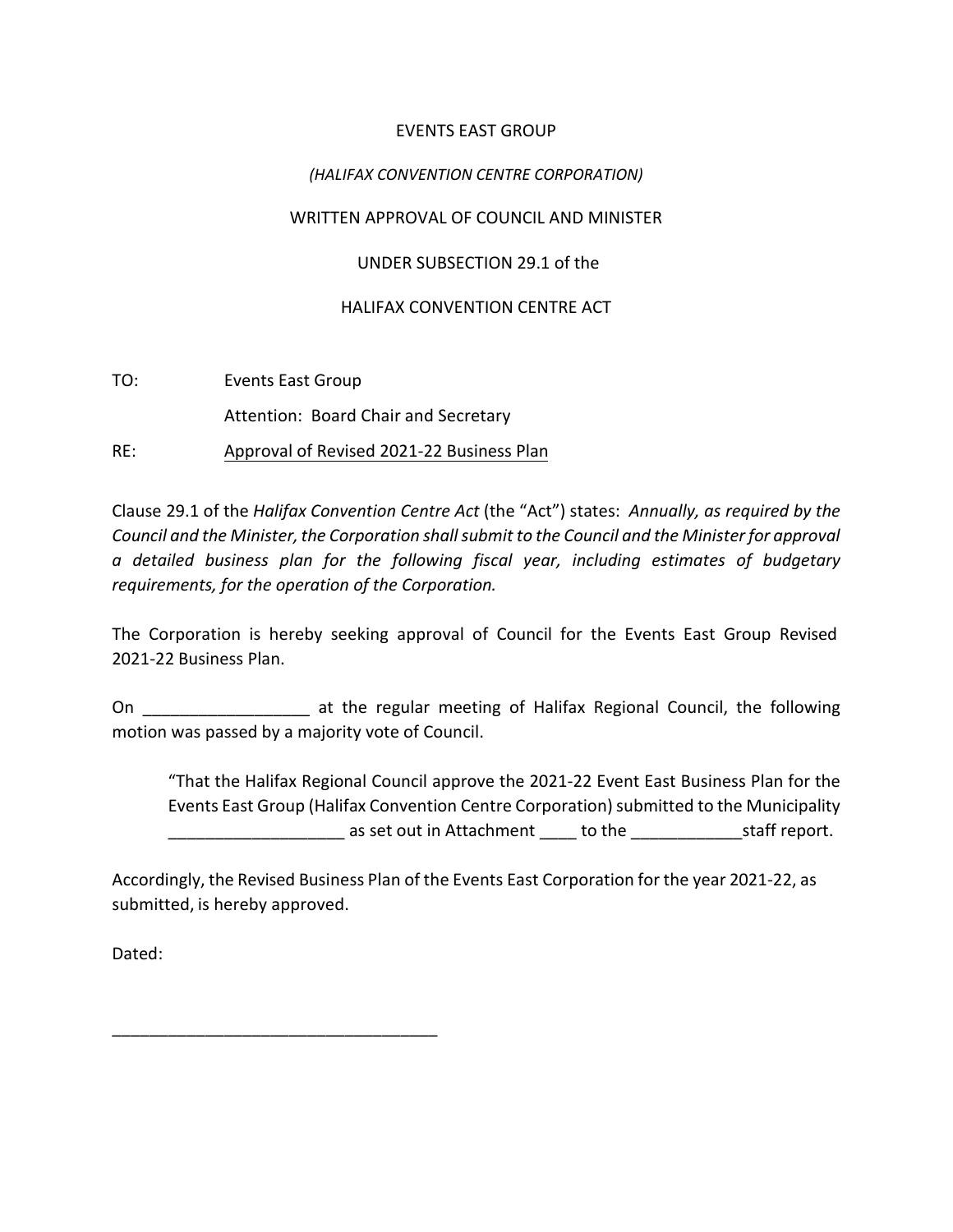EVENTS EAST GROUP

*(HALIFAX CONVENTION CENTRE CORPORATION)*

WRITTEN APPROVAL OF COUNCIL AND MINISTER

UNDER SUBSECTION 29.1 of the

HALIFAX CONVENTION CENTRE ACT

TO: Events East Group

Attention: Board Chair and Secretary

RE: Approval of Revised 2021-22 Business Plan

Clause 29.1 of the *Halifax Convention Centre Act* (the "Act") states: *Annually, as required by the Council and the Minister, the Corporation shall submit to the Council and the Minister for approval a detailed business plan for the following fiscal year, including estimates of budgetary requirements, for the operation of the Corporation.*

The Corporation is hereby seeking approval of Council for the Events East Group Revised 2021-22 Business Plan.

On __________________ at the regular meeting of Halifax Regional Council, the following motion was passed by a majority vote of Council.

> "That the Halifax Regional Council approve the 2021-22 Event East Business Plan for the Events East Group (Halifax Convention Centre Corporation) submitted to the Municipality ___________________ as set out in Attachment ____ to the ____________staff report.

Accordingly, the Revised Business Plan of the Events East Corporation for the year 2021-22, as submitted, is hereby approved.

Dated:

____________________________________